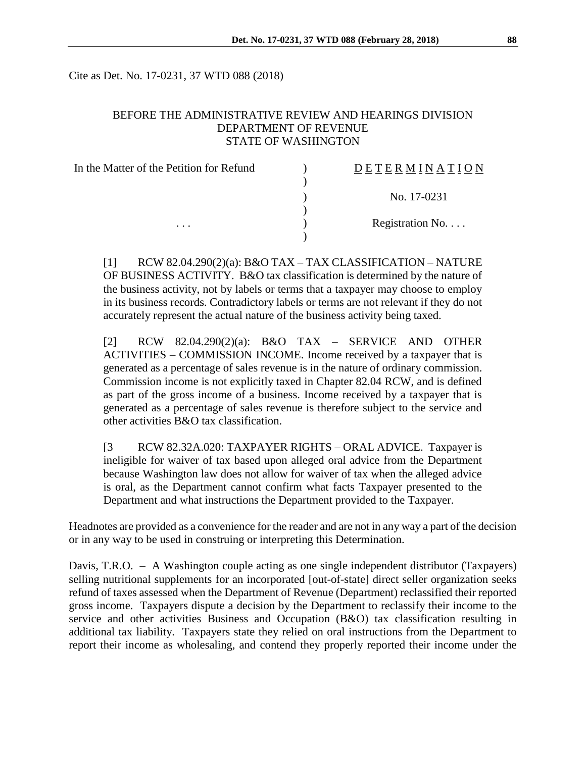Cite as Det. No. 17-0231, 37 WTD 088 (2018)

BEFORE THE ADMINISTRATIVE REVIEW AND HEARINGS DIVISION
DEPARTMENT OF REVENUE
STATE OF WASHINGTON

| In the Matter of the Petition for Refund | ) | DETERMINATION |
|---|---|---|
| | ) | |
| | ) | No. 17-0231 |
| | ) | |
| . . . | ) | Registration No. . . . |
| | ) | |

[1] RCW 82.04.290(2)(a): B&O TAX – TAX CLASSIFICATION – NATURE OF BUSINESS ACTIVITY. B&O tax classification is determined by the nature of the business activity, not by labels or terms that a taxpayer may choose to employ in its business records. Contradictory labels or terms are not relevant if they do not accurately represent the actual nature of the business activity being taxed.

[2] RCW 82.04.290(2)(a): B&O TAX – SERVICE AND OTHER ACTIVITIES – COMMISSION INCOME. Income received by a taxpayer that is generated as a percentage of sales revenue is in the nature of ordinary commission. Commission income is not explicitly taxed in Chapter 82.04 RCW, and is defined as part of the gross income of a business. Income received by a taxpayer that is generated as a percentage of sales revenue is therefore subject to the service and other activities B&O tax classification.

[3 RCW 82.32A.020: TAXPAYER RIGHTS – ORAL ADVICE. Taxpayer is ineligible for waiver of tax based upon alleged oral advice from the Department because Washington law does not allow for waiver of tax when the alleged advice is oral, as the Department cannot confirm what facts Taxpayer presented to the Department and what instructions the Department provided to the Taxpayer.

Headnotes are provided as a convenience for the reader and are not in any way a part of the decision or in any way to be used in construing or interpreting this Determination.

Davis, T.R.O. – A Washington couple acting as one single independent distributor (Taxpayers) selling nutritional supplements for an incorporated [out-of-state] direct seller organization seeks refund of taxes assessed when the Department of Revenue (Department) reclassified their reported gross income. Taxpayers dispute a decision by the Department to reclassify their income to the service and other activities Business and Occupation (B&O) tax classification resulting in additional tax liability. Taxpayers state they relied on oral instructions from the Department to report their income as wholesaling, and contend they properly reported their income under the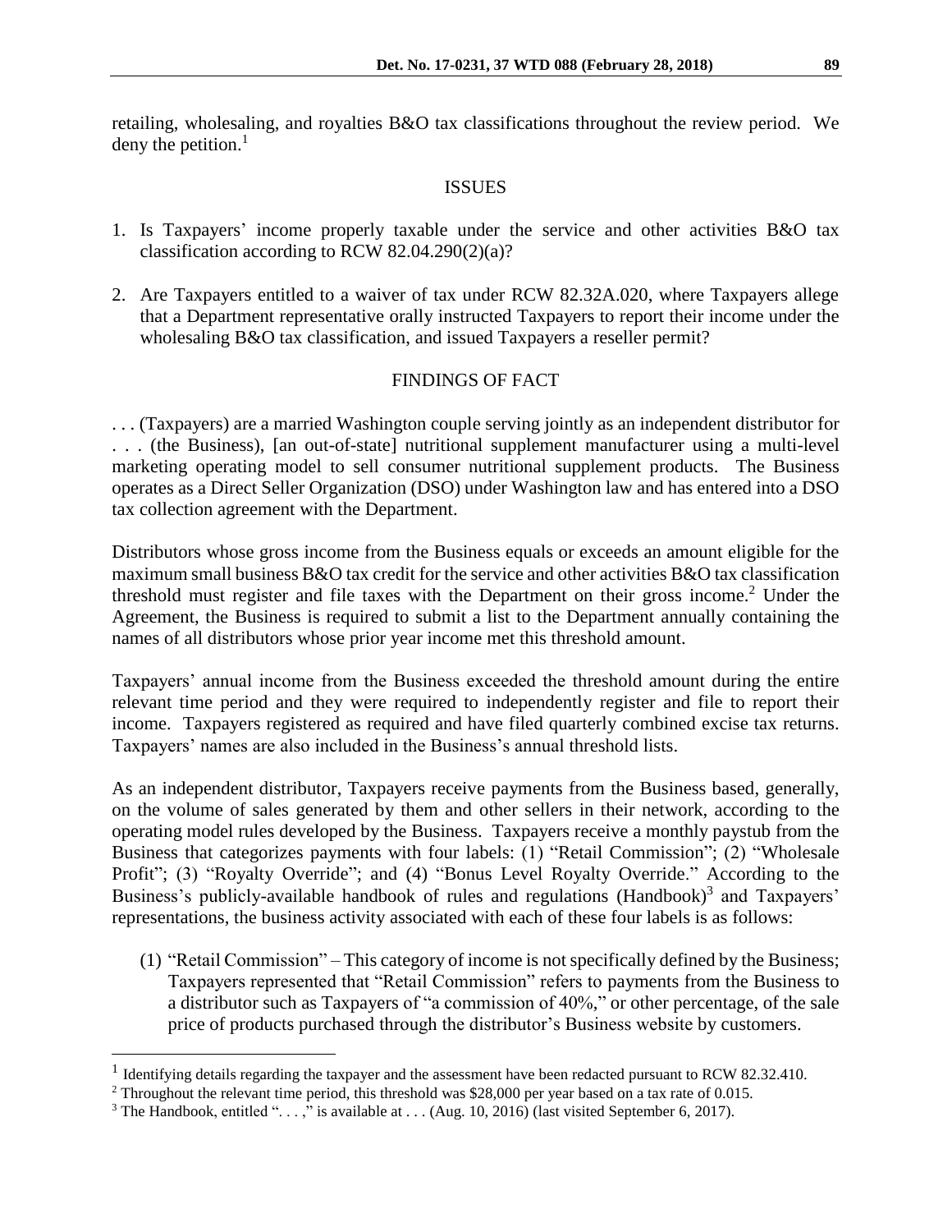retailing, wholesaling, and royalties B&O tax classifications throughout the review period. We deny the petition.[1]

## ISSUES

1. Is Taxpayers' income properly taxable under the service and other activities B&O tax classification according to RCW 82.04.290(2)(a)?

2. Are Taxpayers entitled to a waiver of tax under RCW 82.32A.020, where Taxpayers allege that a Department representative orally instructed Taxpayers to report their income under the wholesaling B&O tax classification, and issued Taxpayers a reseller permit?

## FINDINGS OF FACT

. . . (Taxpayers) are a married Washington couple serving jointly as an independent distributor for . . . (the Business), [an out-of-state] nutritional supplement manufacturer using a multi-level marketing operating model to sell consumer nutritional supplement products. The Business operates as a Direct Seller Organization (DSO) under Washington law and has entered into a DSO tax collection agreement with the Department.

Distributors whose gross income from the Business equals or exceeds an amount eligible for the maximum small business B&O tax credit for the service and other activities B&O tax classification threshold must register and file taxes with the Department on their gross income.[2] Under the Agreement, the Business is required to submit a list to the Department annually containing the names of all distributors whose prior year income met this threshold amount.

Taxpayers' annual income from the Business exceeded the threshold amount during the entire relevant time period and they were required to independently register and file to report their income. Taxpayers registered as required and have filed quarterly combined excise tax returns. Taxpayers' names are also included in the Business's annual threshold lists.

As an independent distributor, Taxpayers receive payments from the Business based, generally, on the volume of sales generated by them and other sellers in their network, according to the operating model rules developed by the Business. Taxpayers receive a monthly paystub from the Business that categorizes payments with four labels: (1) "Retail Commission"; (2) "Wholesale Profit"; (3) "Royalty Override"; and (4) "Bonus Level Royalty Override." According to the Business's publicly-available handbook of rules and regulations (Handbook)[3] and Taxpayers' representations, the business activity associated with each of these four labels is as follows:

(1) "Retail Commission" – This category of income is not specifically defined by the Business; Taxpayers represented that "Retail Commission" refers to payments from the Business to a distributor such as Taxpayers of "a commission of 40%," or other percentage, of the sale price of products purchased through the distributor's Business website by customers.

---

[1] Identifying details regarding the taxpayer and the assessment have been redacted pursuant to RCW 82.32.410.

[2] Throughout the relevant time period, this threshold was $28,000 per year based on a tax rate of 0.015.

[3] The Handbook, entitled ". . . ," is available at . . . (Aug. 10, 2016) (last visited September 6, 2017).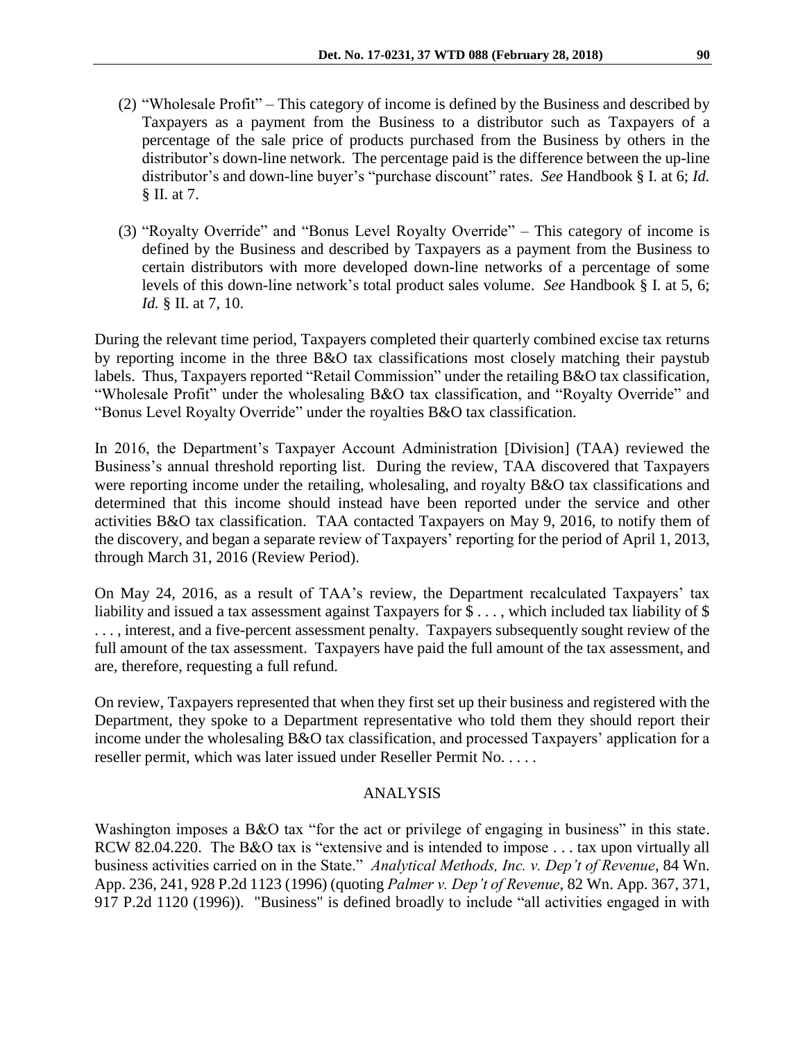(2) "Wholesale Profit" – This category of income is defined by the Business and described by Taxpayers as a payment from the Business to a distributor such as Taxpayers of a percentage of the sale price of products purchased from the Business by others in the distributor's down-line network. The percentage paid is the difference between the up-line distributor's and down-line buyer's "purchase discount" rates. *See* Handbook § I. at 6; *Id.* § II. at 7.

(3) "Royalty Override" and "Bonus Level Royalty Override" – This category of income is defined by the Business and described by Taxpayers as a payment from the Business to certain distributors with more developed down-line networks of a percentage of some levels of this down-line network's total product sales volume. *See* Handbook § I. at 5, 6; *Id.* § II. at 7, 10.

During the relevant time period, Taxpayers completed their quarterly combined excise tax returns by reporting income in the three B&O tax classifications most closely matching their paystub labels. Thus, Taxpayers reported "Retail Commission" under the retailing B&O tax classification, "Wholesale Profit" under the wholesaling B&O tax classification, and "Royalty Override" and "Bonus Level Royalty Override" under the royalties B&O tax classification.

In 2016, the Department's Taxpayer Account Administration [Division] (TAA) reviewed the Business's annual threshold reporting list. During the review, TAA discovered that Taxpayers were reporting income under the retailing, wholesaling, and royalty B&O tax classifications and determined that this income should instead have been reported under the service and other activities B&O tax classification. TAA contacted Taxpayers on May 9, 2016, to notify them of the discovery, and began a separate review of Taxpayers' reporting for the period of April 1, 2013, through March 31, 2016 (Review Period).

On May 24, 2016, as a result of TAA's review, the Department recalculated Taxpayers' tax liability and issued a tax assessment against Taxpayers for $ . . . , which included tax liability of $ . . . , interest, and a five-percent assessment penalty. Taxpayers subsequently sought review of the full amount of the tax assessment. Taxpayers have paid the full amount of the tax assessment, and are, therefore, requesting a full refund.

On review, Taxpayers represented that when they first set up their business and registered with the Department, they spoke to a Department representative who told them they should report their income under the wholesaling B&O tax classification, and processed Taxpayers' application for a reseller permit, which was later issued under Reseller Permit No. . . . .

## ANALYSIS

Washington imposes a B&O tax "for the act or privilege of engaging in business" in this state. RCW 82.04.220. The B&O tax is "extensive and is intended to impose . . . tax upon virtually all business activities carried on in the State." *Analytical Methods, Inc. v. Dep't of Revenue*, 84 Wn. App. 236, 241, 928 P.2d 1123 (1996) (quoting *Palmer v. Dep't of Revenue*, 82 Wn. App. 367, 371, 917 P.2d 1120 (1996)). "Business" is defined broadly to include "all activities engaged in with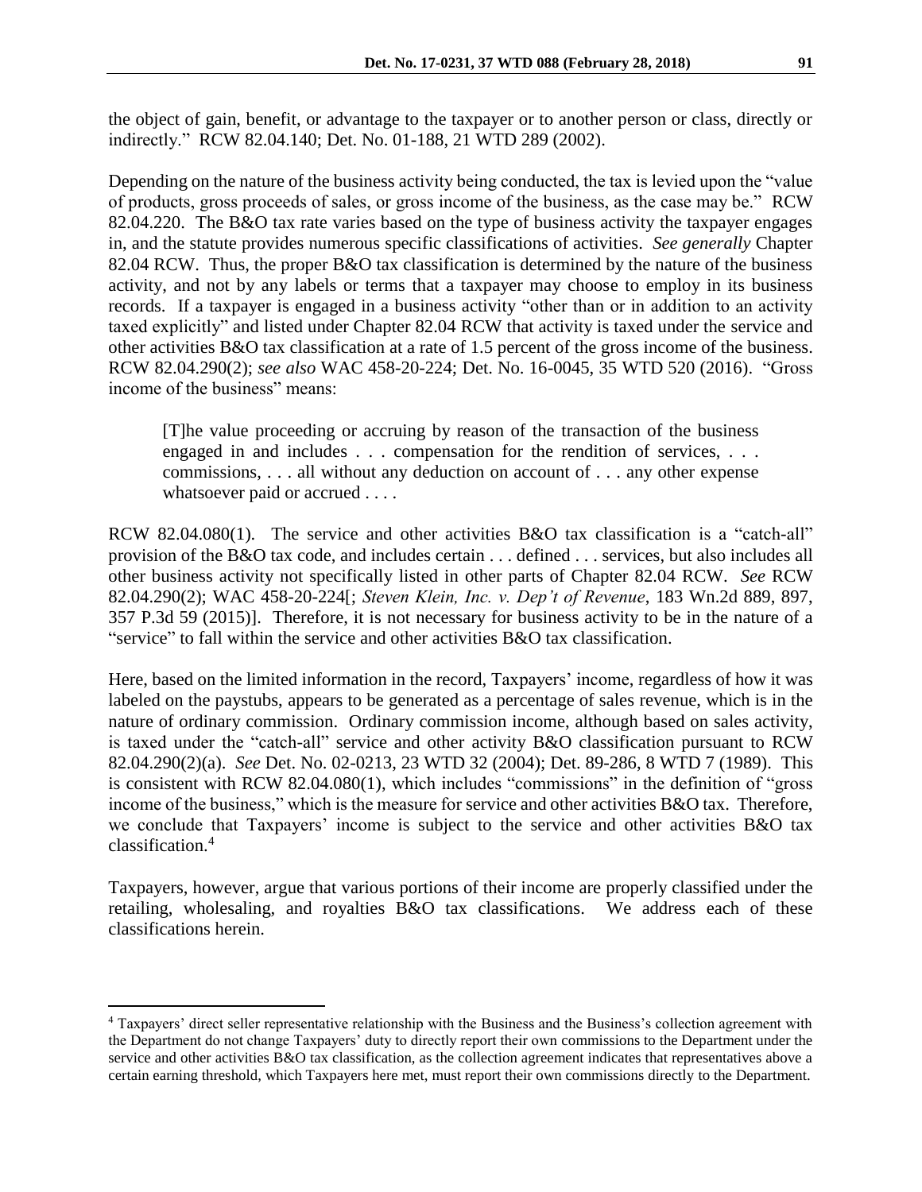the object of gain, benefit, or advantage to the taxpayer or to another person or class, directly or indirectly." RCW 82.04.140; Det. No. 01-188, 21 WTD 289 (2002).

Depending on the nature of the business activity being conducted, the tax is levied upon the "value of products, gross proceeds of sales, or gross income of the business, as the case may be." RCW 82.04.220. The B&O tax rate varies based on the type of business activity the taxpayer engages in, and the statute provides numerous specific classifications of activities. *See generally* Chapter 82.04 RCW. Thus, the proper B&O tax classification is determined by the nature of the business activity, and not by any labels or terms that a taxpayer may choose to employ in its business records. If a taxpayer is engaged in a business activity "other than or in addition to an activity taxed explicitly" and listed under Chapter 82.04 RCW that activity is taxed under the service and other activities B&O tax classification at a rate of 1.5 percent of the gross income of the business. RCW 82.04.290(2); *see also* WAC 458-20-224; Det. No. 16-0045, 35 WTD 520 (2016). "Gross income of the business" means:

> [T]he value proceeding or accruing by reason of the transaction of the business engaged in and includes . . . compensation for the rendition of services, . . . commissions, . . . all without any deduction on account of . . . any other expense whatsoever paid or accrued . . . .

RCW 82.04.080(1). The service and other activities B&O tax classification is a "catch-all" provision of the B&O tax code, and includes certain . . . defined . . . services, but also includes all other business activity not specifically listed in other parts of Chapter 82.04 RCW. *See* RCW 82.04.290(2); WAC 458-20-224[; *Steven Klein, Inc. v. Dep't of Revenue*, 183 Wn.2d 889, 897, 357 P.3d 59 (2015)]. Therefore, it is not necessary for business activity to be in the nature of a "service" to fall within the service and other activities B&O tax classification.

Here, based on the limited information in the record, Taxpayers' income, regardless of how it was labeled on the paystubs, appears to be generated as a percentage of sales revenue, which is in the nature of ordinary commission. Ordinary commission income, although based on sales activity, is taxed under the "catch-all" service and other activity B&O classification pursuant to RCW 82.04.290(2)(a). *See* Det. No. 02-0213, 23 WTD 32 (2004); Det. 89-286, 8 WTD 7 (1989). This is consistent with RCW 82.04.080(1), which includes "commissions" in the definition of "gross income of the business," which is the measure for service and other activities B&O tax. Therefore, we conclude that Taxpayers' income is subject to the service and other activities B&O tax classification.[4]

Taxpayers, however, argue that various portions of their income are properly classified under the retailing, wholesaling, and royalties B&O tax classifications. We address each of these classifications herein.

---

[4] Taxpayers' direct seller representative relationship with the Business and the Business's collection agreement with the Department do not change Taxpayers' duty to directly report their own commissions to the Department under the service and other activities B&O tax classification, as the collection agreement indicates that representatives above a certain earning threshold, which Taxpayers here met, must report their own commissions directly to the Department.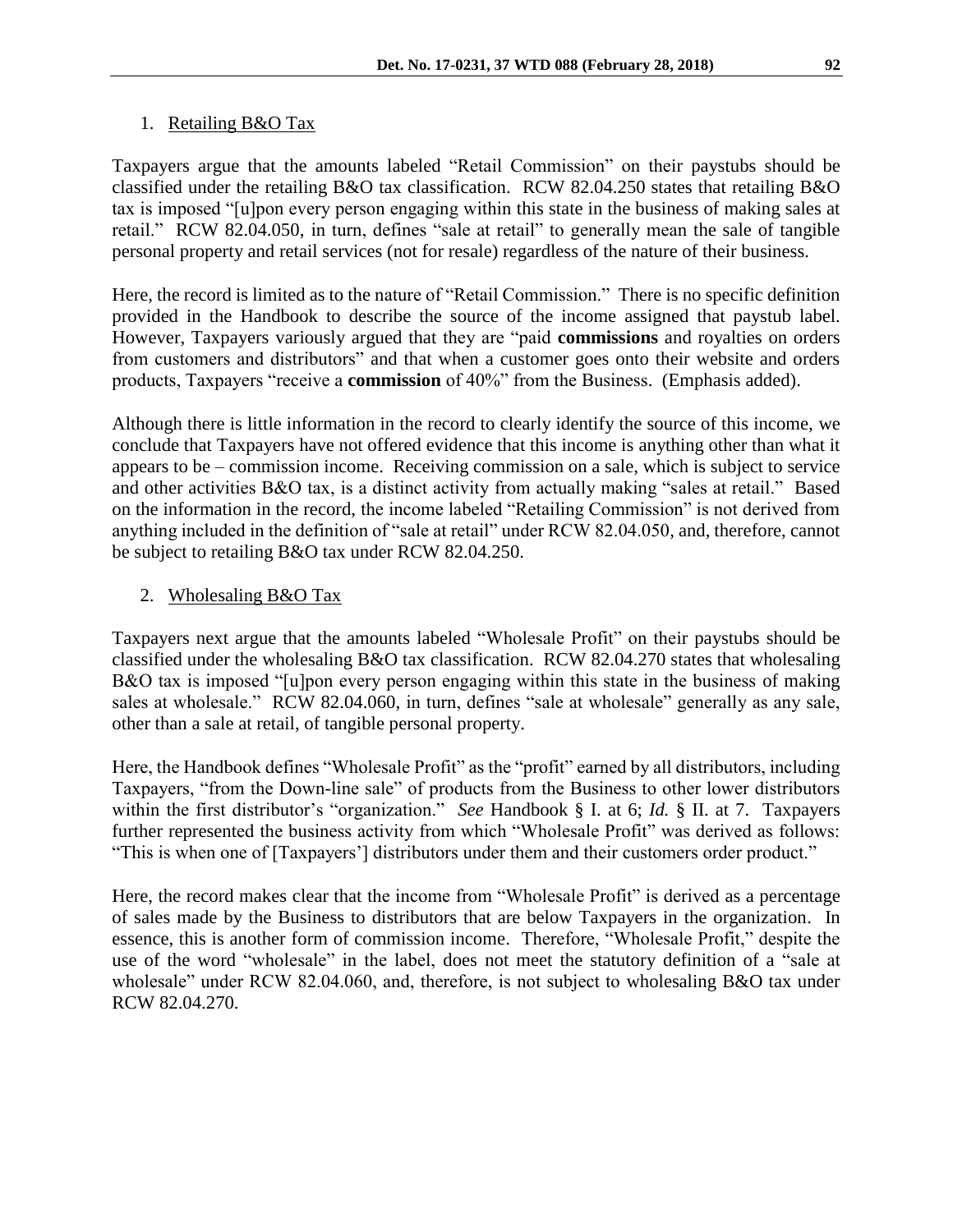1. Retailing B&O Tax

Taxpayers argue that the amounts labeled "Retail Commission" on their paystubs should be classified under the retailing B&O tax classification. RCW 82.04.250 states that retailing B&O tax is imposed "[u]pon every person engaging within this state in the business of making sales at retail." RCW 82.04.050, in turn, defines "sale at retail" to generally mean the sale of tangible personal property and retail services (not for resale) regardless of the nature of their business.

Here, the record is limited as to the nature of "Retail Commission." There is no specific definition provided in the Handbook to describe the source of the income assigned that paystub label. However, Taxpayers variously argued that they are "paid **commissions** and royalties on orders from customers and distributors" and that when a customer goes onto their website and orders products, Taxpayers "receive a **commission** of 40%" from the Business. (Emphasis added).

Although there is little information in the record to clearly identify the source of this income, we conclude that Taxpayers have not offered evidence that this income is anything other than what it appears to be – commission income. Receiving commission on a sale, which is subject to service and other activities B&O tax, is a distinct activity from actually making "sales at retail." Based on the information in the record, the income labeled "Retailing Commission" is not derived from anything included in the definition of "sale at retail" under RCW 82.04.050, and, therefore, cannot be subject to retailing B&O tax under RCW 82.04.250.

2. Wholesaling B&O Tax

Taxpayers next argue that the amounts labeled "Wholesale Profit" on their paystubs should be classified under the wholesaling B&O tax classification. RCW 82.04.270 states that wholesaling B&O tax is imposed "[u]pon every person engaging within this state in the business of making sales at wholesale." RCW 82.04.060, in turn, defines "sale at wholesale" generally as any sale, other than a sale at retail, of tangible personal property.

Here, the Handbook defines "Wholesale Profit" as the "profit" earned by all distributors, including Taxpayers, "from the Down-line sale" of products from the Business to other lower distributors within the first distributor's "organization." *See* Handbook § I. at 6; *Id.* § II. at 7. Taxpayers further represented the business activity from which "Wholesale Profit" was derived as follows: "This is when one of [Taxpayers'] distributors under them and their customers order product."

Here, the record makes clear that the income from "Wholesale Profit" is derived as a percentage of sales made by the Business to distributors that are below Taxpayers in the organization. In essence, this is another form of commission income. Therefore, "Wholesale Profit," despite the use of the word "wholesale" in the label, does not meet the statutory definition of a "sale at wholesale" under RCW 82.04.060, and, therefore, is not subject to wholesaling B&O tax under RCW 82.04.270.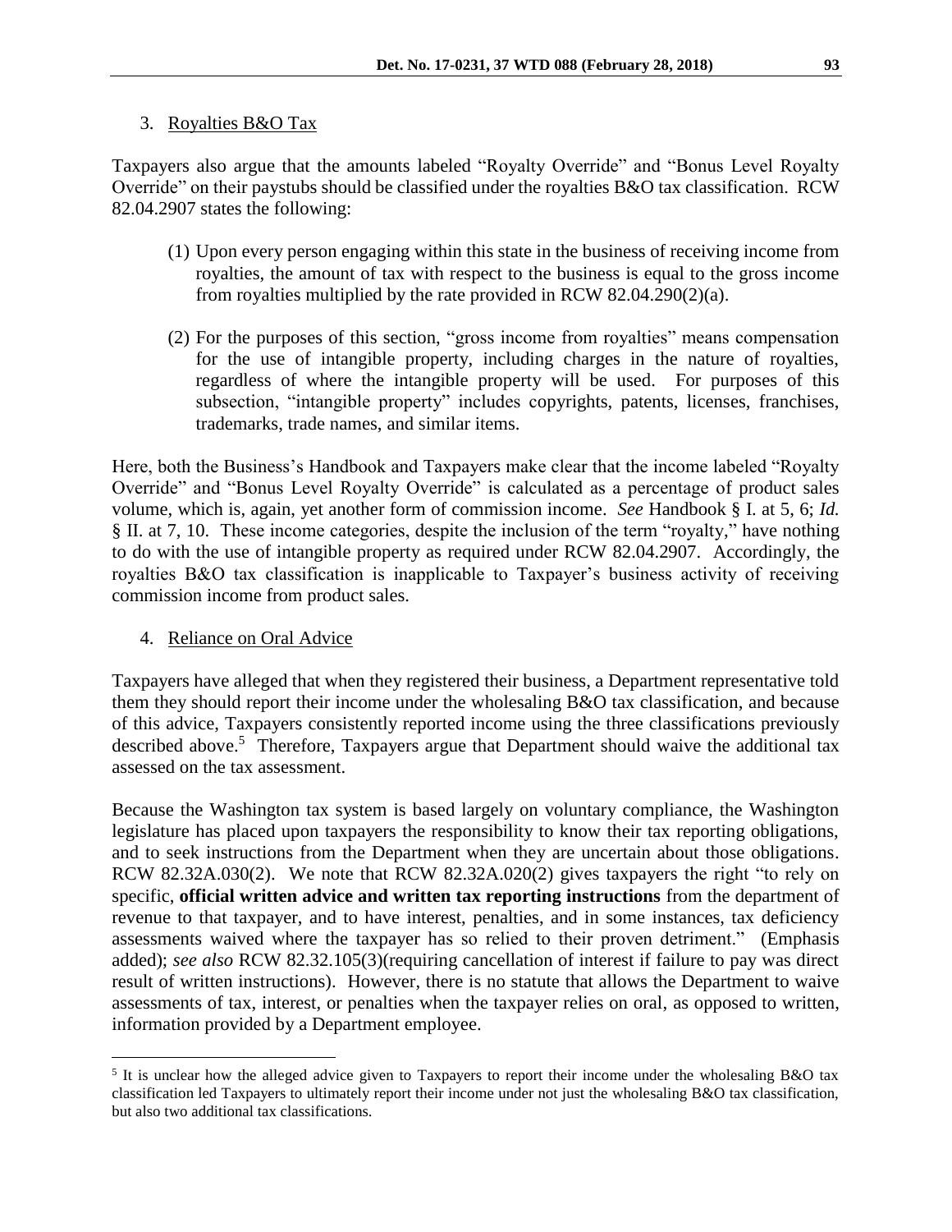3. Royalties B&O Tax

Taxpayers also argue that the amounts labeled "Royalty Override" and "Bonus Level Royalty Override" on their paystubs should be classified under the royalties B&O tax classification. RCW 82.04.2907 states the following:

> (1) Upon every person engaging within this state in the business of receiving income from royalties, the amount of tax with respect to the business is equal to the gross income from royalties multiplied by the rate provided in RCW 82.04.290(2)(a).
>
> (2) For the purposes of this section, "gross income from royalties" means compensation for the use of intangible property, including charges in the nature of royalties, regardless of where the intangible property will be used. For purposes of this subsection, "intangible property" includes copyrights, patents, licenses, franchises, trademarks, trade names, and similar items.

Here, both the Business's Handbook and Taxpayers make clear that the income labeled "Royalty Override" and "Bonus Level Royalty Override" is calculated as a percentage of product sales volume, which is, again, yet another form of commission income. *See* Handbook § I. at 5, 6; *Id.* § II. at 7, 10. These income categories, despite the inclusion of the term "royalty," have nothing to do with the use of intangible property as required under RCW 82.04.2907. Accordingly, the royalties B&O tax classification is inapplicable to Taxpayer's business activity of receiving commission income from product sales.

4. Reliance on Oral Advice

Taxpayers have alleged that when they registered their business, a Department representative told them they should report their income under the wholesaling B&O tax classification, and because of this advice, Taxpayers consistently reported income using the three classifications previously described above.[5] Therefore, Taxpayers argue that Department should waive the additional tax assessed on the tax assessment.

Because the Washington tax system is based largely on voluntary compliance, the Washington legislature has placed upon taxpayers the responsibility to know their tax reporting obligations, and to seek instructions from the Department when they are uncertain about those obligations. RCW 82.32A.030(2). We note that RCW 82.32A.020(2) gives taxpayers the right "to rely on specific, **official written advice and written tax reporting instructions** from the department of revenue to that taxpayer, and to have interest, penalties, and in some instances, tax deficiency assessments waived where the taxpayer has so relied to their proven detriment." (Emphasis added); *see also* RCW 82.32.105(3)(requiring cancellation of interest if failure to pay was direct result of written instructions). However, there is no statute that allows the Department to waive assessments of tax, interest, or penalties when the taxpayer relies on oral, as opposed to written, information provided by a Department employee.

[5] It is unclear how the alleged advice given to Taxpayers to report their income under the wholesaling B&O tax classification led Taxpayers to ultimately report their income under not just the wholesaling B&O tax classification, but also two additional tax classifications.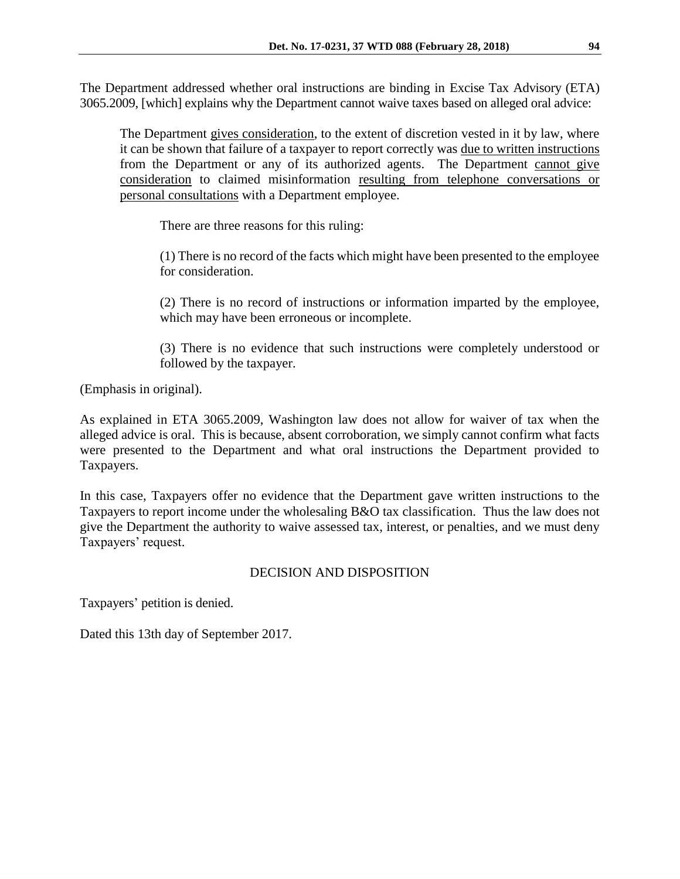The Department addressed whether oral instructions are binding in Excise Tax Advisory (ETA) 3065.2009, [which] explains why the Department cannot waive taxes based on alleged oral advice:

> The Department <u>gives consideration</u>, to the extent of discretion vested in it by law, where it can be shown that failure of a taxpayer to report correctly was <u>due to written instructions</u> from the Department or any of its authorized agents. The Department <u>cannot give consideration</u> to claimed misinformation <u>resulting from telephone conversations or personal consultations</u> with a Department employee.
>
> There are three reasons for this ruling:
>
> (1) There is no record of the facts which might have been presented to the employee for consideration.
>
> (2) There is no record of instructions or information imparted by the employee, which may have been erroneous or incomplete.
>
> (3) There is no evidence that such instructions were completely understood or followed by the taxpayer.

(Emphasis in original).

As explained in ETA 3065.2009, Washington law does not allow for waiver of tax when the alleged advice is oral. This is because, absent corroboration, we simply cannot confirm what facts were presented to the Department and what oral instructions the Department provided to Taxpayers.

In this case, Taxpayers offer no evidence that the Department gave written instructions to the Taxpayers to report income under the wholesaling B&O tax classification. Thus the law does not give the Department the authority to waive assessed tax, interest, or penalties, and we must deny Taxpayers' request.

## DECISION AND DISPOSITION

Taxpayers' petition is denied.

Dated this 13th day of September 2017.